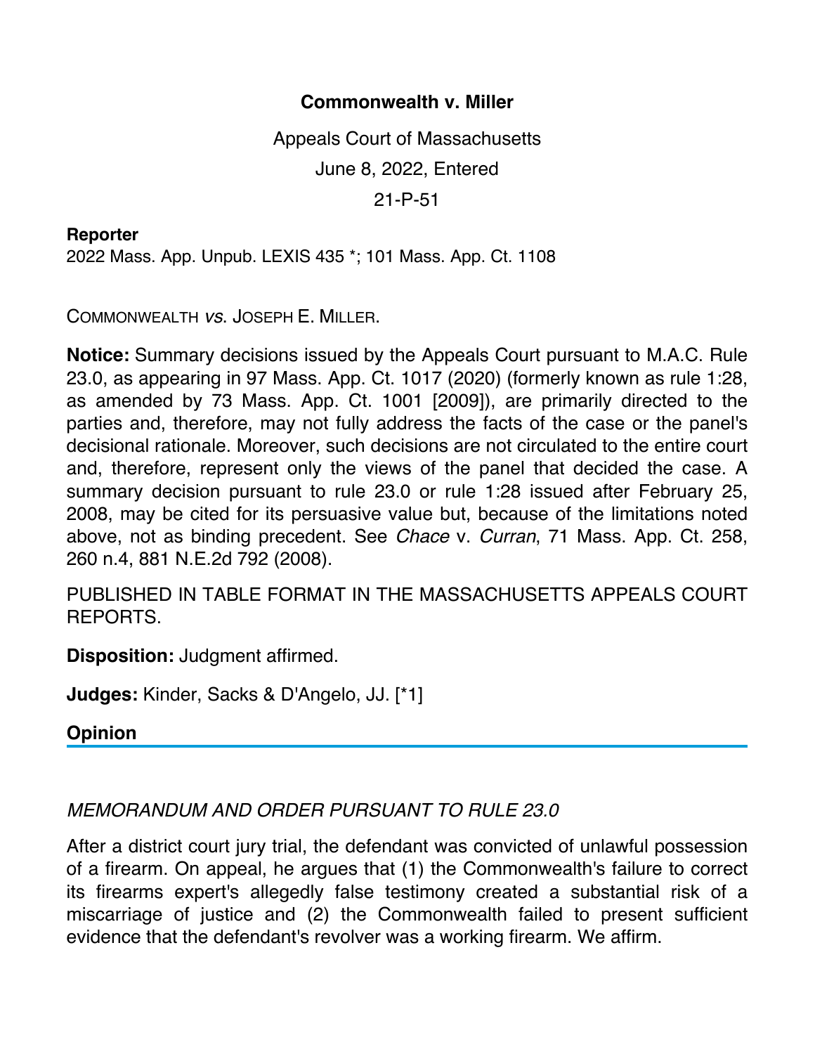**Commonwealth v. Miller**

Appeals Court of Massachusetts

June 8, 2022, Entered

21-P-51

**Reporter**

2022 Mass. App. Unpub. LEXIS 435 *; 101 Mass. App. Ct. 1108

COMMONWEALTH *vs*. JOSEPH E. MILLER.

**Notice:** Summary decisions issued by the Appeals Court pursuant to M.A.C. Rule 23.0, as appearing in 97 Mass. App. Ct. 1017 (2020) (formerly known as rule 1:28, as amended by 73 Mass. App. Ct. 1001 [2009]), are primarily directed to the parties and, therefore, may not fully address the facts of the case or the panel's decisional rationale. Moreover, such decisions are not circulated to the entire court and, therefore, represent only the views of the panel that decided the case. A summary decision pursuant to rule 23.0 or rule 1:28 issued after February 25, 2008, may be cited for its persuasive value but, because of the limitations noted above, not as binding precedent. See *Chace* v. *Curran*, 71 Mass. App. Ct. 258, 260 n.4, 881 N.E.2d 792 (2008).

PUBLISHED IN TABLE FORMAT IN THE MASSACHUSETTS APPEALS COURT REPORTS.

**Disposition:** Judgment affirmed.

**Judges:** Kinder, Sacks & D'Angelo, JJ. [*1]

## Opinion

*MEMORANDUM AND ORDER PURSUANT TO RULE 23.0*

After a district court jury trial, the defendant was convicted of unlawful possession of a firearm. On appeal, he argues that (1) the Commonwealth's failure to correct its firearms expert's allegedly false testimony created a substantial risk of a miscarriage of justice and (2) the Commonwealth failed to present sufficient evidence that the defendant's revolver was a working firearm. We affirm.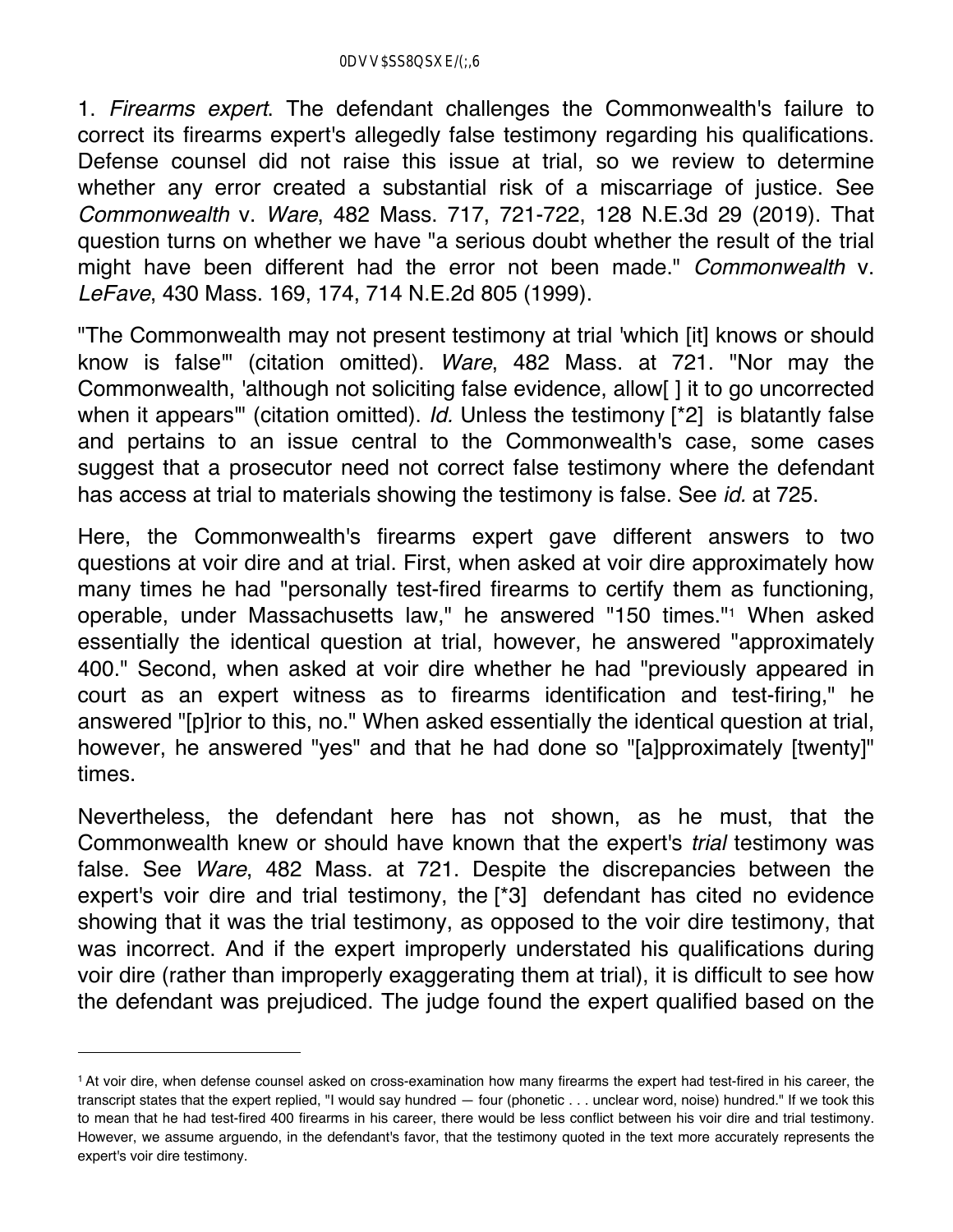1. *Firearms expert*. The defendant challenges the Commonwealth's failure to correct its firearms expert's allegedly false testimony regarding his qualifications. Defense counsel did not raise this issue at trial, so we review to determine whether any error created a substantial risk of a miscarriage of justice. See *Commonwealth* v. *Ware*, 482 Mass. 717, 721-722, 128 N.E.3d 29 (2019). That question turns on whether we have "a serious doubt whether the result of the trial might have been different had the error not been made." *Commonwealth* v. *LeFave*, 430 Mass. 169, 174, 714 N.E.2d 805 (1999).

"The Commonwealth may not present testimony at trial 'which [it] knows or should know is false'" (citation omitted). *Ware*, 482 Mass. at 721. "Nor may the Commonwealth, 'although not soliciting false evidence, allow[ ] it to go uncorrected when it appears'" (citation omitted). *Id.* Unless the testimony [*2] is blatantly false and pertains to an issue central to the Commonwealth's case, some cases suggest that a prosecutor need not correct false testimony where the defendant has access at trial to materials showing the testimony is false. See *id.* at 725.

Here, the Commonwealth's firearms expert gave different answers to two questions at voir dire and at trial. First, when asked at voir dire approximately how many times he had "personally test-fired firearms to certify them as functioning, operable, under Massachusetts law," he answered "150 times."[1] When asked essentially the identical question at trial, however, he answered "approximately 400." Second, when asked at voir dire whether he had "previously appeared in court as an expert witness as to firearms identification and test-firing," he answered "[p]rior to this, no." When asked essentially the identical question at trial, however, he answered "yes" and that he had done so "[a]pproximately [twenty]" times.

Nevertheless, the defendant here has not shown, as he must, that the Commonwealth knew or should have known that the expert's *trial* testimony was false. See *Ware*, 482 Mass. at 721. Despite the discrepancies between the expert's voir dire and trial testimony, the [*3] defendant has cited no evidence showing that it was the trial testimony, as opposed to the voir dire testimony, that was incorrect. And if the expert improperly understated his qualifications during voir dire (rather than improperly exaggerating them at trial), it is difficult to see how the defendant was prejudiced. The judge found the expert qualified based on the

---

[1] At voir dire, when defense counsel asked on cross-examination how many firearms the expert had test-fired in his career, the transcript states that the expert replied, "I would say hundred — four (phonetic . . . unclear word, noise) hundred." If we took this to mean that he had test-fired 400 firearms in his career, there would be less conflict between his voir dire and trial testimony. However, we assume arguendo, in the defendant's favor, that the testimony quoted in the text more accurately represents the expert's voir dire testimony.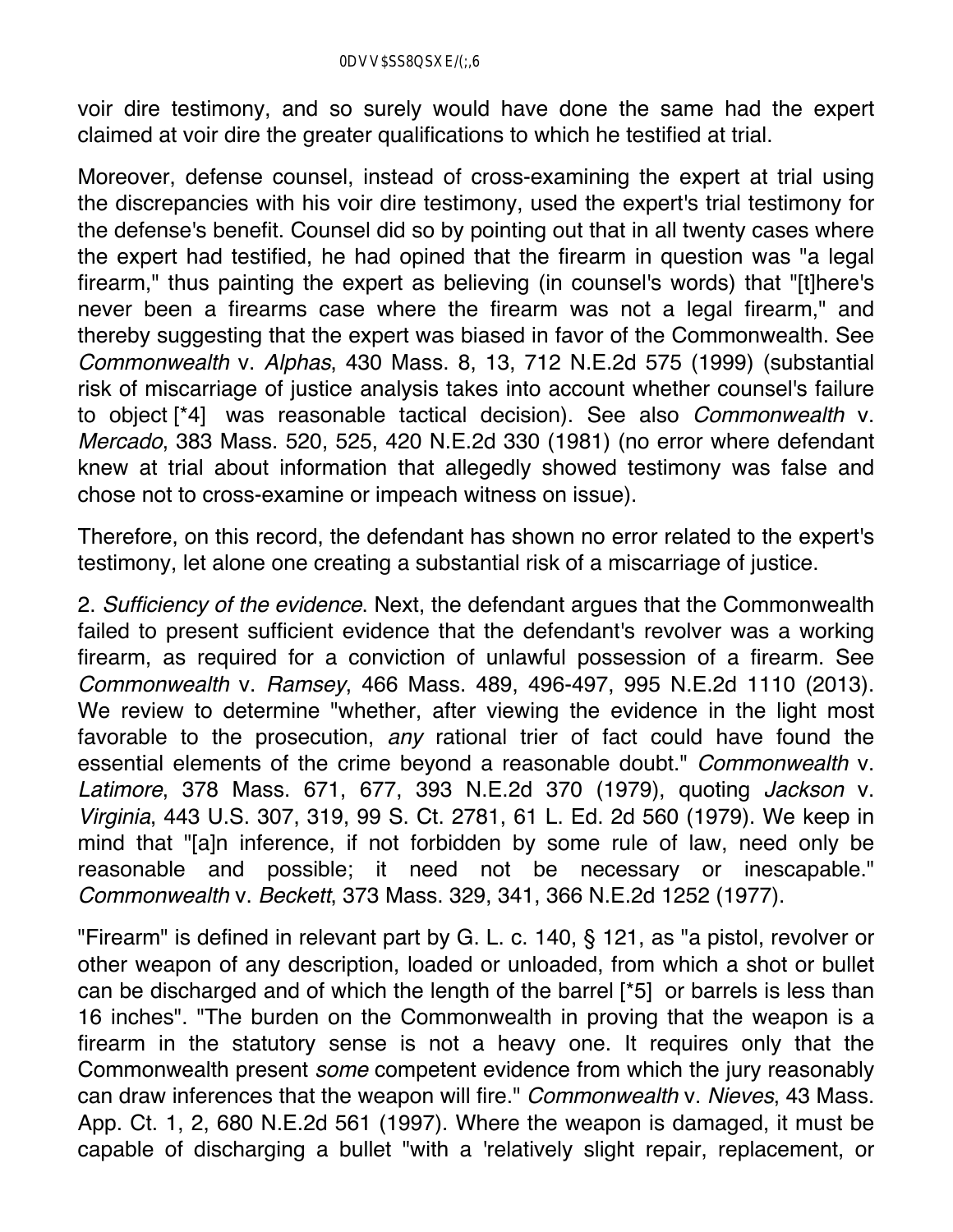voir dire testimony, and so surely would have done the same had the expert claimed at voir dire the greater qualifications to which he testified at trial.

Moreover, defense counsel, instead of cross-examining the expert at trial using the discrepancies with his voir dire testimony, used the expert's trial testimony for the defense's benefit. Counsel did so by pointing out that in all twenty cases where the expert had testified, he had opined that the firearm in question was "a legal firearm," thus painting the expert as believing (in counsel's words) that "[t]here's never been a firearms case where the firearm was not a legal firearm," and thereby suggesting that the expert was biased in favor of the Commonwealth. See *Commonwealth* v. *Alphas*, 430 Mass. 8, 13, 712 N.E.2d 575 (1999) (substantial risk of miscarriage of justice analysis takes into account whether counsel's failure to object [*4] was reasonable tactical decision). See also *Commonwealth* v. *Mercado*, 383 Mass. 520, 525, 420 N.E.2d 330 (1981) (no error where defendant knew at trial about information that allegedly showed testimony was false and chose not to cross-examine or impeach witness on issue).

Therefore, on this record, the defendant has shown no error related to the expert's testimony, let alone one creating a substantial risk of a miscarriage of justice.

2. *Sufficiency of the evidence.* Next, the defendant argues that the Commonwealth failed to present sufficient evidence that the defendant's revolver was a working firearm, as required for a conviction of unlawful possession of a firearm. See *Commonwealth* v. *Ramsey*, 466 Mass. 489, 496-497, 995 N.E.2d 1110 (2013). We review to determine "whether, after viewing the evidence in the light most favorable to the prosecution, *any* rational trier of fact could have found the essential elements of the crime beyond a reasonable doubt." *Commonwealth* v. *Latimore*, 378 Mass. 671, 677, 393 N.E.2d 370 (1979), quoting *Jackson* v. *Virginia*, 443 U.S. 307, 319, 99 S. Ct. 2781, 61 L. Ed. 2d 560 (1979). We keep in mind that "[a]n inference, if not forbidden by some rule of law, need only be reasonable and possible; it need not be necessary or inescapable." *Commonwealth* v. *Beckett*, 373 Mass. 329, 341, 366 N.E.2d 1252 (1977).

"Firearm" is defined in relevant part by G. L. c. 140, § 121, as "a pistol, revolver or other weapon of any description, loaded or unloaded, from which a shot or bullet can be discharged and of which the length of the barrel [*5] or barrels is less than 16 inches". "The burden on the Commonwealth in proving that the weapon is a firearm in the statutory sense is not a heavy one. It requires only that the Commonwealth present *some* competent evidence from which the jury reasonably can draw inferences that the weapon will fire." *Commonwealth* v. *Nieves*, 43 Mass. App. Ct. 1, 2, 680 N.E.2d 561 (1997). Where the weapon is damaged, it must be capable of discharging a bullet "with a 'relatively slight repair, replacement, or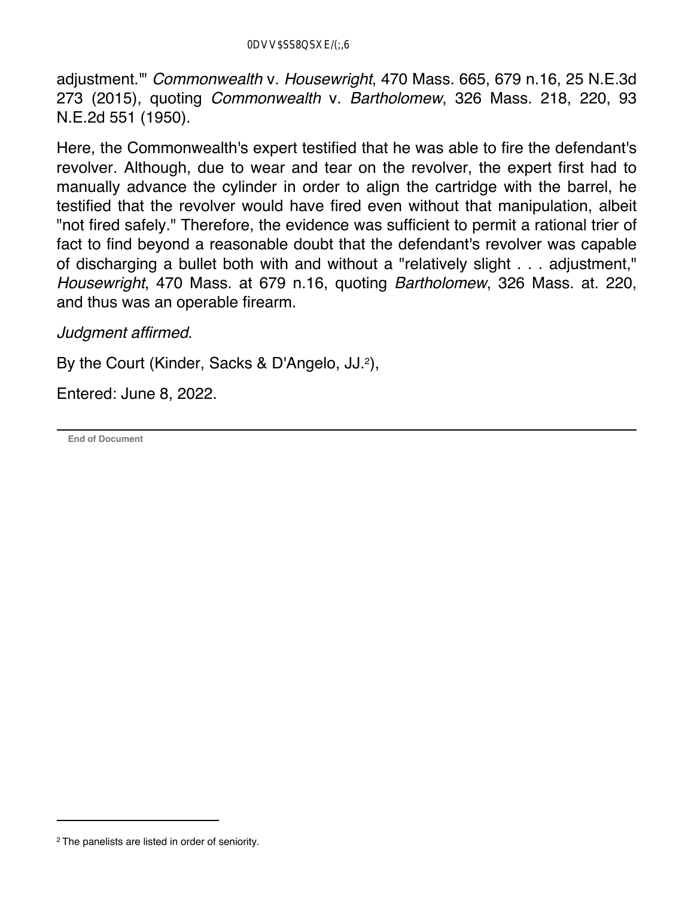adjustment.'" *Commonwealth* v. *Housewright*, 470 Mass. 665, 679 n.16, 25 N.E.3d 273 (2015), quoting *Commonwealth* v. *Bartholomew*, 326 Mass. 218, 220, 93 N.E.2d 551 (1950).

Here, the Commonwealth's expert testified that he was able to fire the defendant's revolver. Although, due to wear and tear on the revolver, the expert first had to manually advance the cylinder in order to align the cartridge with the barrel, he testified that the revolver would have fired even without that manipulation, albeit "not fired safely." Therefore, the evidence was sufficient to permit a rational trier of fact to find beyond a reasonable doubt that the defendant's revolver was capable of discharging a bullet both with and without a "relatively slight . . . adjustment," *Housewright*, 470 Mass. at 679 n.16, quoting *Bartholomew*, 326 Mass. at. 220, and thus was an operable firearm.

*Judgment affirmed*.

By the Court (Kinder, Sacks & D'Angelo, JJ.[2]),

Entered: June 8, 2022.

End of Document

[2] The panelists are listed in order of seniority.